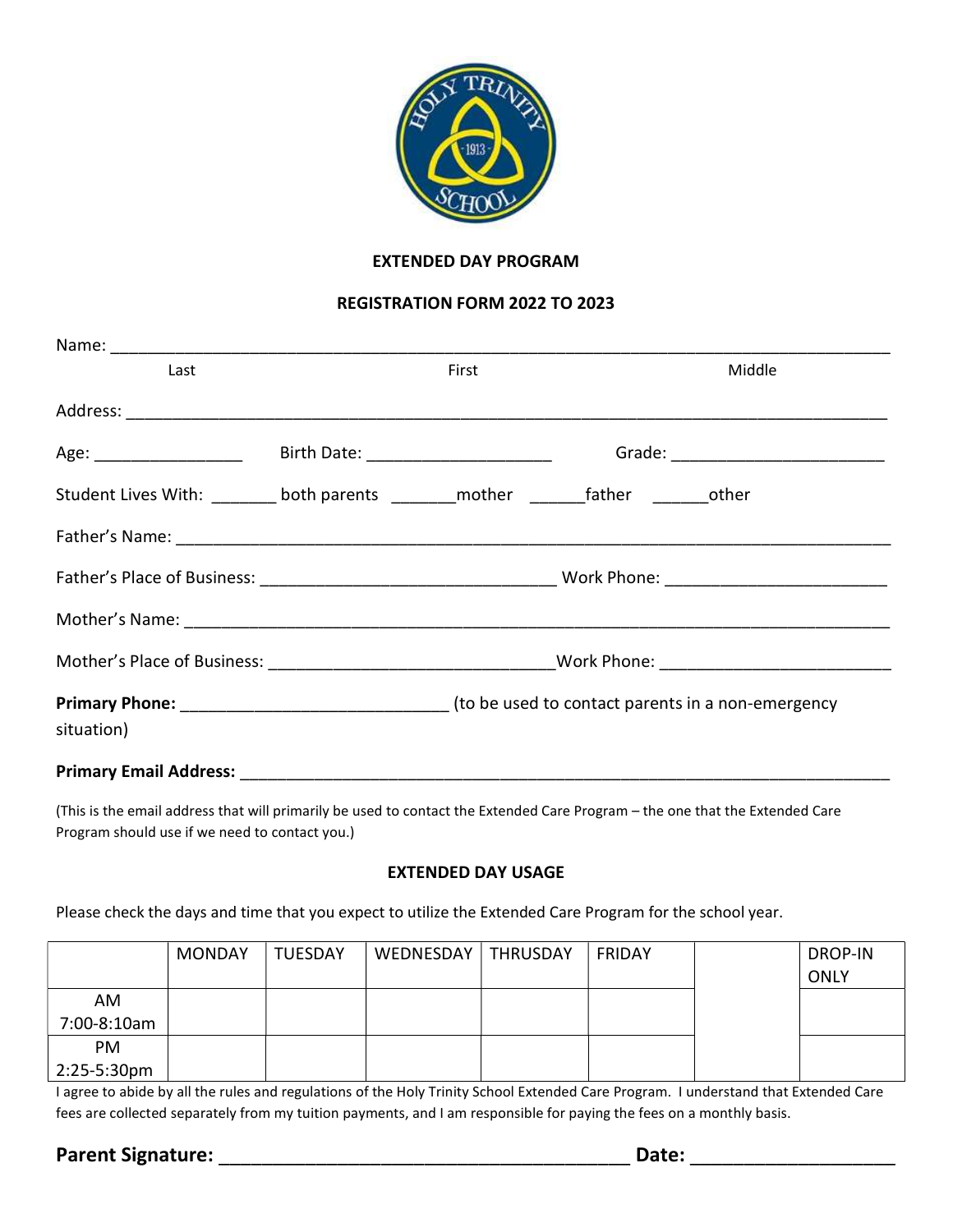**EXTENDED DAY PROGRAM**

**REGISTRATION FORM 2022 TO 2023**

Name: ____________________________________________________________________________________
Last First Middle

Address: __________________________________________________________________________________

Age: ________________ Birth Date: ____________________ Grade: _______________________

Student Lives With: _______ both parents _______mother ______father ______other

Father's Name: _____________________________________________________________________________

Father's Place of Business: ________________________________ Work Phone: _______________________

Mother's Name: ____________________________________________________________________________

Mother's Place of Business: _______________________________Work Phone: ________________________

**Primary Phone:** _____________________________ (to be used to contact parents in a non-emergency situation)

**Primary Email Address:** _________________________________________________________________

(This is the email address that will primarily be used to contact the Extended Care Program – the one that the Extended Care Program should use if we need to contact you.)

**EXTENDED DAY USAGE**

Please check the days and time that you expect to utilize the Extended Care Program for the school year.

| | MONDAY | TUESDAY | WEDNESDAY | THRUSDAY | FRIDAY | | DROP-IN ONLY |
|---|---|---|---|---|---|---|---|
| AM 7:00-8:10am | | | | | | | |
| PM 2:25-5:30pm | | | | | | | |

I agree to abide by all the rules and regulations of the Holy Trinity School Extended Care Program. I understand that Extended Care fees are collected separately from my tuition payments, and I am responsible for paying the fees on a monthly basis.

**Parent Signature:** ________________________________________ **Date:** ____________________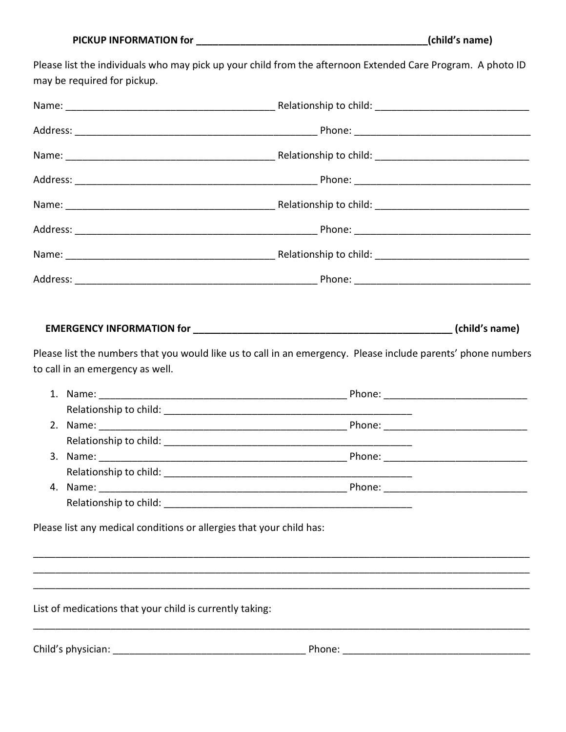**PICKUP INFORMATION for __________________________________________(child's name)**

Please list the individuals who may pick up your child from the afternoon Extended Care Program. A photo ID may be required for pickup.

Name: ______________________________________ Relationship to child: ____________________________

Address: ____________________________________________ Phone: ________________________________

Name: ______________________________________ Relationship to child: ____________________________

Address: ____________________________________________ Phone: ________________________________

Name: ______________________________________ Relationship to child: ____________________________

Address: ____________________________________________ Phone: ________________________________

Name: ______________________________________ Relationship to child: ____________________________

Address: ____________________________________________ Phone: ________________________________

**EMERGENCY INFORMATION for ________________________________________________ (child's name)**

Please list the numbers that you would like us to call in an emergency. Please include parents' phone numbers to call in an emergency as well.

1. Name: ______________________________________________ Phone: __________________________
   Relationship to child: ______________________________________________
2. Name: ______________________________________________ Phone: __________________________
   Relationship to child: ______________________________________________
3. Name: ______________________________________________ Phone: __________________________
   Relationship to child: ______________________________________________
4. Name: ______________________________________________ Phone: __________________________
   Relationship to child: ______________________________________________

Please list any medical conditions or allergies that your child has:

_____________________________________________________________________________________________
_____________________________________________________________________________________________
_____________________________________________________________________________________________

List of medications that your child is currently taking:

_____________________________________________________________________________________________

Child's physician: ___________________________________ Phone: __________________________________